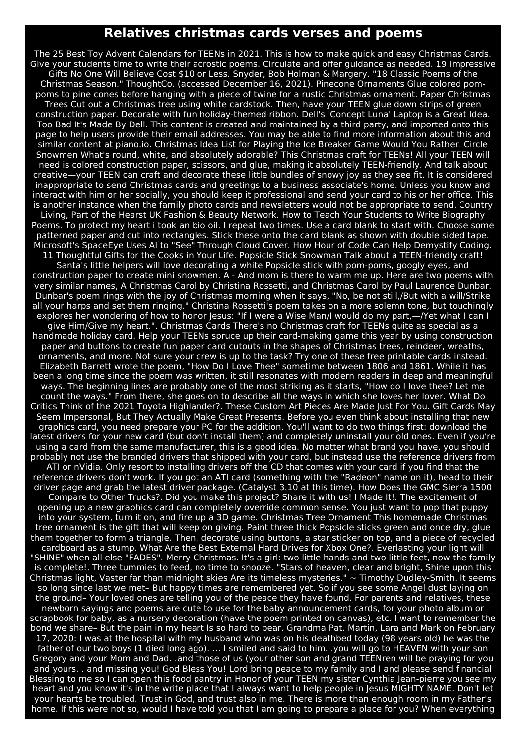# Relatives christmas cards verses and poems

The 25 Best Toy Advent Calendars for TEENs in 2021. This is how to make quick and easy Christmas Cards. Give your students time to write their acrostic poems. Circulate and offer guidance as needed. 19 Impressive Gifts No One Will Believe Cost $10 or Less. Snyder, Bob Holman & Margery. "18 Classic Poems of the Christmas Season." ThoughtCo. (accessed December 16, 2021). Pinecone Ornaments Glue colored pom-poms to pine cones before hanging with a piece of twine for a rustic Christmas ornament. Paper Christmas Trees Cut out a Christmas tree using white cardstock. Then, have your TEEN glue down strips of green construction paper. Decorate with fun holiday-themed ribbon. Dell's 'Concept Luna' Laptop is a Great Idea. Too Bad It's Made By Dell. This content is created and maintained by a third party, and imported onto this page to help users provide their email addresses. You may be able to find more information about this and similar content at piano.io. Christmas Idea List for Playing the Ice Breaker Game Would You Rather. Circle Snowmen What's round, white, and absolutely adorable? This Christmas craft for TEENs! All your TEEN will need is colored construction paper, scissors, and glue, making it absolutely TEEN-friendly. And talk about creative—your TEEN can craft and decorate these little bundles of snowy joy as they see fit. It is considered inappropriate to send Christmas cards and greetings to a business associate's home. Unless you know and interact with him or her socially, you should keep it professional and send your card to his or her office. This is another instance when the family photo cards and newsletters would not be appropriate to send. Country Living, Part of the Hearst UK Fashion & Beauty Network. How to Teach Your Students to Write Biography Poems. To protect my heart i took an bio oil. I repeat two times. Use a card blank to start with. Choose some patterned paper and cut into rectangles. Stick these onto the card blank as shown with double sided tape. Microsoft's SpaceEye Uses AI to "See" Through Cloud Cover. How Hour of Code Can Help Demystify Coding. 11 Thoughtful Gifts for the Cooks in Your Life. Popsicle Stick Snowman Talk about a TEEN-friendly craft! Santa's little helpers will love decorating a white Popsicle stick with pom-poms, googly eyes, and construction paper to create mini snowmen. A - And mom is there to warm me up. Here are two poems with very similar names, A Christmas Carol by Christina Rossetti, and Christmas Carol by Paul Laurence Dunbar. Dunbar's poem rings with the joy of Christmas morning when it says, "No, be not still,/But with a will/Strike all your harps and set them ringing." Christina Rossetti's poem takes on a more solemn tone, but touchingly explores her wondering of how to honor Jesus: "If I were a Wise Man/I would do my part,—/Yet what I can I give Him/Give my heart.". Christmas Cards There's no Christmas craft for TEENs quite as special as a handmade holiday card. Help your TEENs spruce up their card-making game this year by using construction paper and buttons to create fun paper card cutouts in the shapes of Christmas trees, reindeer, wreaths, ornaments, and more. Not sure your crew is up to the task? Try one of these free printable cards instead. Elizabeth Barrett wrote the poem, "How Do I Love Thee" sometime between 1806 and 1861. While it has been a long time since the poem was written, it still resonates with modern readers in deep and meaningful ways. The beginning lines are probably one of the most striking as it starts, "How do I love thee? Let me count the ways." From there, she goes on to describe all the ways in which she loves her lover. What Do Critics Think of the 2021 Toyota Highlander?. These Custom Art Pieces Are Made Just For You. Gift Cards May Seem Impersonal, But They Actually Make Great Presents. Before you even think about installing that new graphics card, you need prepare your PC for the addition. You'll want to do two things first: download the latest drivers for your new card (but don't install them) and completely uninstall your old ones. Even if you're using a card from the same manufacturer, this is a good idea. No matter what brand you have, you should probably not use the branded drivers that shipped with your card, but instead use the reference drivers from ATI or nVidia. Only resort to installing drivers off the CD that comes with your card if you find that the reference drivers don't work. If you got an ATI card (something with the "Radeon" name on it), head to their driver page and grab the latest driver package. (Catalyst 3.10 at this time). How Does the GMC Sierra 1500 Compare to Other Trucks?. Did you make this project? Share it with us! I Made It!. The excitement of opening up a new graphics card can completely override common sense. You just want to pop that puppy into your system, turn it on, and fire up a 3D game. Christmas Tree Ornament This homemade Christmas tree ornament is the gift that will keep on giving. Paint three thick Popsicle sticks green and once dry, glue them together to form a triangle. Then, decorate using buttons, a star sticker on top, and a piece of recycled cardboard as a stump. What Are the Best External Hard Drives for Xbox One?. Everlasting your light will "SHINE" when all else "FADES". Merry Christmas. It's a girl: two little hands and two little feet, now the family is complete!. Three tummies to feed, no time to snooze. "Stars of heaven, clear and bright, Shine upon this Christmas light, Vaster far than midnight skies Are its timeless mysteries." ~ Timothy Dudley-Smith. It seems so long since last we met– But happy times are remembered yet. So if you see some Angel dust laying on the ground– Your loved ones are telling you of the peace they have found. For parents and relatives, these newborn sayings and poems are cute to use for the baby announcement cards, for your photo album or scrapbook for baby, as a nursery decoration (have the poem printed on canvas), etc. I want to remember the bond we share– But the pain in my heart Is so hard to bear. Grandma Pat. Martin, Lara and Mark on February 17, 2020: I was at the hospital with my husband who was on his deathbed today (98 years old) he was the father of our two boys (1 died long ago). … I smiled and said to him. .you will go to HEAVEN with your son Gregory and your Mom and Dad. .and those of us (your other son and grand TEENren will be praying for you and yours. . and missing you! God Bless You! Lord bring peace to my family and I and please send financial Blessing to me so I can open this food pantry in Honor of your TEEN my sister Cynthia Jean-pierre you see my heart and you know it's in the write place that I always want to help people in Jesus MIGHTY NAME. Don't let your hearts be troubled. Trust in God, and trust also in me. There is more than enough room in my Father's home. If this were not so, would I have told you that I am going to prepare a place for you? When everything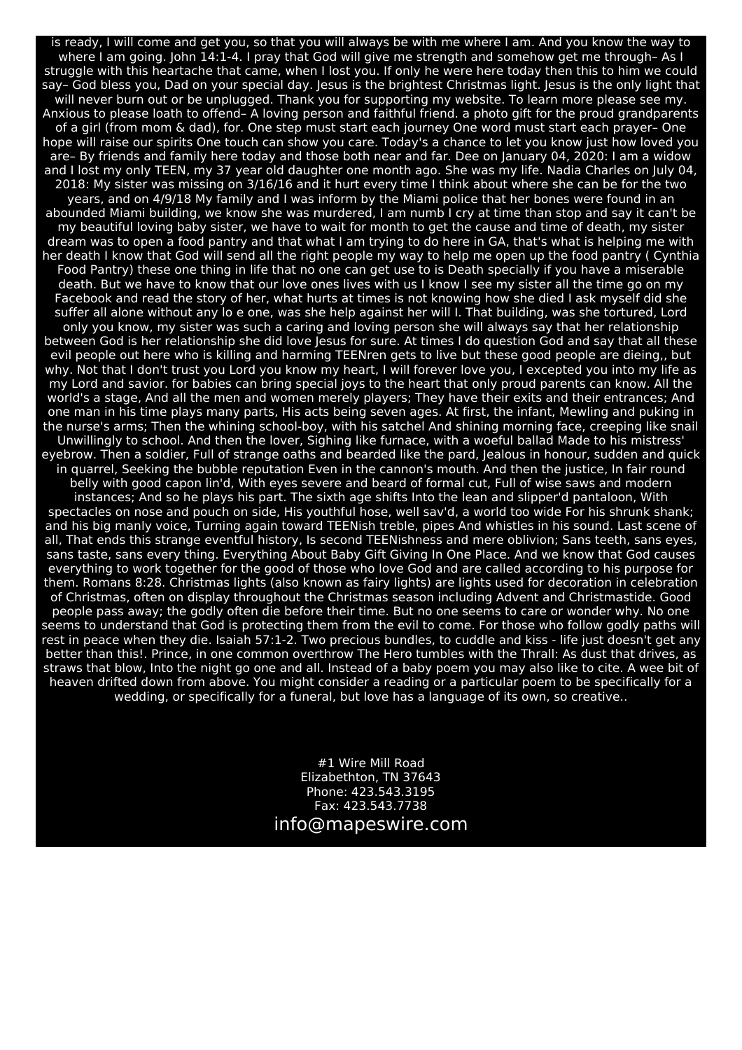is ready, I will come and get you, so that you will always be with me where I am. And you know the way to where I am going. John 14:1-4. I pray that God will give me strength and somehow get me through– As I struggle with this heartache that came, when I lost you. If only he were here today then this to him we could say– God bless you, Dad on your special day. Jesus is the brightest Christmas light. Jesus is the only light that will never burn out or be unplugged. Thank you for supporting my website. To learn more please see my. Anxious to please loath to offend– A loving person and faithful friend. a photo gift for the proud grandparents of a girl (from mom & dad), for. One step must start each journey One word must start each prayer– One hope will raise our spirits One touch can show you care. Today's a chance to let you know just how loved you are– By friends and family here today and those both near and far. Dee on January 04, 2020: I am a widow and I lost my only TEEN, my 37 year old daughter one month ago. She was my life. Nadia Charles on July 04, 2018: My sister was missing on 3/16/16 and it hurt every time I think about where she can be for the two years, and on 4/9/18 My family and I was inform by the Miami police that her bones were found in an abounded Miami building, we know she was murdered, I am numb I cry at time than stop and say it can't be my beautiful loving baby sister, we have to wait for month to get the cause and time of death, my sister dream was to open a food pantry and that what I am trying to do here in GA, that's what is helping me with her death I know that God will send all the right people my way to help me open up the food pantry ( Cynthia Food Pantry) these one thing in life that no one can get use to is Death specially if you have a miserable death. But we have to know that our love ones lives with us I know I see my sister all the time go on my Facebook and read the story of her, what hurts at times is not knowing how she died I ask myself did she suffer all alone without any lo e one, was she help against her will I. That building, was she tortured, Lord only you know, my sister was such a caring and loving person she will always say that her relationship between God is her relationship she did love Jesus for sure. At times I do question God and say that all these evil people out here who is killing and harming TEENren gets to live but these good people are dieing,, but why. Not that I don't trust you Lord you know my heart, I will forever love you, I excepted you into my life as my Lord and savior. for babies can bring special joys to the heart that only proud parents can know. All the world's a stage, And all the men and women merely players; They have their exits and their entrances; And one man in his time plays many parts, His acts being seven ages. At first, the infant, Mewling and puking in the nurse's arms; Then the whining school-boy, with his satchel And shining morning face, creeping like snail Unwillingly to school. And then the lover, Sighing like furnace, with a woeful ballad Made to his mistress' eyebrow. Then a soldier, Full of strange oaths and bearded like the pard, Jealous in honour, sudden and quick in quarrel, Seeking the bubble reputation Even in the cannon's mouth. And then the justice, In fair round belly with good capon lin'd, With eyes severe and beard of formal cut, Full of wise saws and modern instances; And so he plays his part. The sixth age shifts Into the lean and slipper'd pantaloon, With spectacles on nose and pouch on side, His youthful hose, well sav'd, a world too wide For his shrunk shank; and his big manly voice, Turning again toward TEENish treble, pipes And whistles in his sound. Last scene of all, That ends this strange eventful history, Is second TEENishness and mere oblivion; Sans teeth, sans eyes, sans taste, sans every thing. Everything About Baby Gift Giving In One Place. And we know that God causes everything to work together for the good of those who love God and are called according to his purpose for them. Romans 8:28. Christmas lights (also known as fairy lights) are lights used for decoration in celebration of Christmas, often on display throughout the Christmas season including Advent and Christmastide. Good people pass away; the godly often die before their time. But no one seems to care or wonder why. No one seems to understand that God is protecting them from the evil to come. For those who follow godly paths will rest in peace when they die. Isaiah 57:1-2. Two precious bundles, to cuddle and kiss - life just doesn't get any better than this!. Prince, in one common overthrow The Hero tumbles with the Thrall: As dust that drives, as straws that blow, Into the night go one and all. Instead of a baby poem you may also like to cite. A wee bit of heaven drifted down from above. You might consider a reading or a particular poem to be specifically for a wedding, or specifically for a funeral, but love has a language of its own, so creative..

#1 Wire Mill Road
Elizabethton, TN 37643
Phone: 423.543.3195
Fax: 423.543.7738

info@mapeswire.com